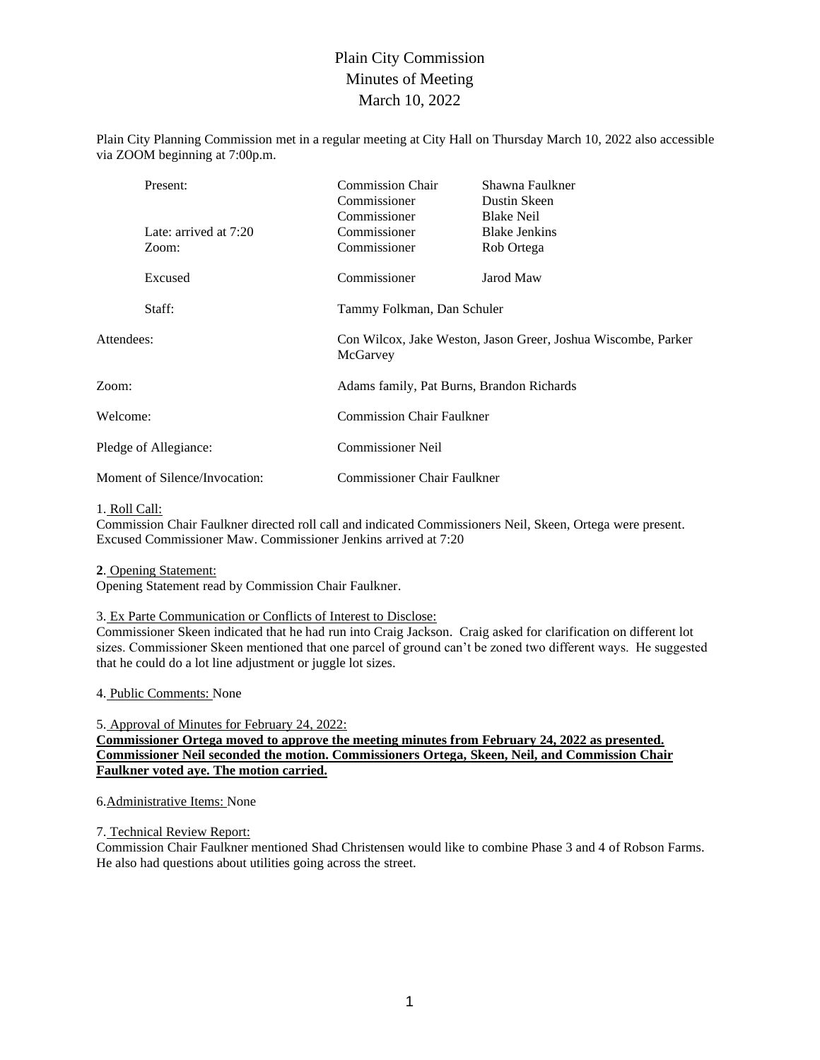# Plain City Commission
## Minutes of Meeting
## March 10, 2022

Plain City Planning Commission met in a regular meeting at City Hall on Thursday March 10, 2022 also accessible via ZOOM beginning at 7:00p.m.

| | | |
|---|---|---|
| Present: | Commission Chair | Shawna Faulkner |
| | Commissioner | Dustin Skeen |
| | Commissioner | Blake Neil |
| Late: arrived at 7:20 | Commissioner | Blake Jenkins |
| Zoom: | Commissioner | Rob Ortega |
| Excused | Commissioner | Jarod Maw |
| Staff: | Tammy Folkman, Dan Schuler | |

Attendees: Con Wilcox, Jake Weston, Jason Greer, Joshua Wiscombe, Parker McGarvey

Zoom: Adams family, Pat Burns, Brandon Richards

Welcome: Commission Chair Faulkner

Pledge of Allegiance: Commissioner Neil

Moment of Silence/Invocation: Commissioner Chair Faulkner

1. Roll Call:
Commission Chair Faulkner directed roll call and indicated Commissioners Neil, Skeen, Ortega were present. Excused Commissioner Maw. Commissioner Jenkins arrived at 7:20

**2**. Opening Statement:
Opening Statement read by Commission Chair Faulkner.

3. Ex Parte Communication or Conflicts of Interest to Disclose:
Commissioner Skeen indicated that he had run into Craig Jackson. Craig asked for clarification on different lot sizes. Commissioner Skeen mentioned that one parcel of ground can't be zoned two different ways. He suggested that he could do a lot line adjustment or juggle lot sizes.

4. Public Comments: None

5. Approval of Minutes for February 24, 2022:
**Commissioner Ortega moved to approve the meeting minutes from February 24, 2022 as presented. Commissioner Neil seconded the motion. Commissioners Ortega, Skeen, Neil, and Commission Chair Faulkner voted aye. The motion carried.**

6. Administrative Items: None

7. Technical Review Report:
Commission Chair Faulkner mentioned Shad Christensen would like to combine Phase 3 and 4 of Robson Farms. He also had questions about utilities going across the street.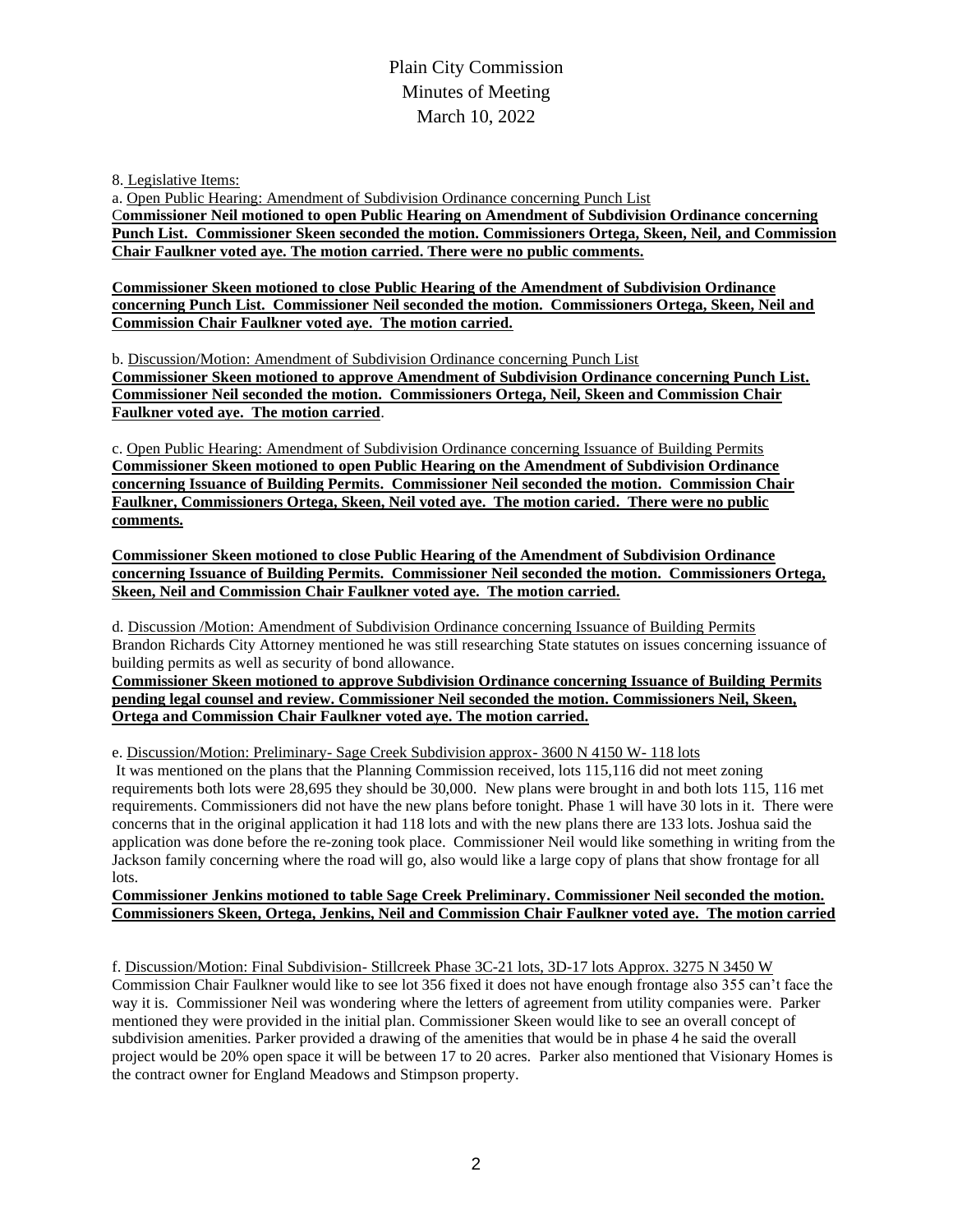# Plain City Commission
## Minutes of Meeting
## March 10, 2022

8. Legislative Items:

a. Open Public Hearing: Amendment of Subdivision Ordinance concerning Punch List

**Commissioner Neil motioned to open Public Hearing on Amendment of Subdivision Ordinance concerning Punch List. Commissioner Skeen seconded the motion. Commissioners Ortega, Skeen, Neil, and Commission Chair Faulkner voted aye. The motion carried. There were no public comments.**

**Commissioner Skeen motioned to close Public Hearing of the Amendment of Subdivision Ordinance concerning Punch List. Commissioner Neil seconded the motion. Commissioners Ortega, Skeen, Neil and Commission Chair Faulkner voted aye. The motion carried.**

b. Discussion/Motion: Amendment of Subdivision Ordinance concerning Punch List

**Commissioner Skeen motioned to approve Amendment of Subdivision Ordinance concerning Punch List. Commissioner Neil seconded the motion. Commissioners Ortega, Neil, Skeen and Commission Chair Faulkner voted aye. The motion carried**.

c. Open Public Hearing: Amendment of Subdivision Ordinance concerning Issuance of Building Permits

**Commissioner Skeen motioned to open Public Hearing on the Amendment of Subdivision Ordinance concerning Issuance of Building Permits. Commissioner Neil seconded the motion. Commission Chair Faulkner, Commissioners Ortega, Skeen, Neil voted aye. The motion caried. There were no public comments.**

**Commissioner Skeen motioned to close Public Hearing of the Amendment of Subdivision Ordinance concerning Issuance of Building Permits. Commissioner Neil seconded the motion. Commissioners Ortega, Skeen, Neil and Commission Chair Faulkner voted aye. The motion carried.**

d. Discussion /Motion: Amendment of Subdivision Ordinance concerning Issuance of Building Permits

Brandon Richards City Attorney mentioned he was still researching State statutes on issues concerning issuance of building permits as well as security of bond allowance.

**Commissioner Skeen motioned to approve Subdivision Ordinance concerning Issuance of Building Permits pending legal counsel and review. Commissioner Neil seconded the motion. Commissioners Neil, Skeen, Ortega and Commission Chair Faulkner voted aye. The motion carried.**

e. Discussion/Motion: Preliminary- Sage Creek Subdivision approx- 3600 N 4150 W- 118 lots

It was mentioned on the plans that the Planning Commission received, lots 115,116 did not meet zoning requirements both lots were 28,695 they should be 30,000. New plans were brought in and both lots 115, 116 met requirements. Commissioners did not have the new plans before tonight. Phase 1 will have 30 lots in it. There were concerns that in the original application it had 118 lots and with the new plans there are 133 lots. Joshua said the application was done before the re-zoning took place. Commissioner Neil would like something in writing from the Jackson family concerning where the road will go, also would like a large copy of plans that show frontage for all lots.

**Commissioner Jenkins motioned to table Sage Creek Preliminary. Commissioner Neil seconded the motion. Commissioners Skeen, Ortega, Jenkins, Neil and Commission Chair Faulkner voted aye. The motion carried**

f. Discussion/Motion: Final Subdivision- Stillcreek Phase 3C-21 lots, 3D-17 lots Approx. 3275 N 3450 W

Commission Chair Faulkner would like to see lot 356 fixed it does not have enough frontage also 355 can't face the way it is. Commissioner Neil was wondering where the letters of agreement from utility companies were. Parker mentioned they were provided in the initial plan. Commissioner Skeen would like to see an overall concept of subdivision amenities. Parker provided a drawing of the amenities that would be in phase 4 he said the overall project would be 20% open space it will be between 17 to 20 acres. Parker also mentioned that Visionary Homes is the contract owner for England Meadows and Stimpson property.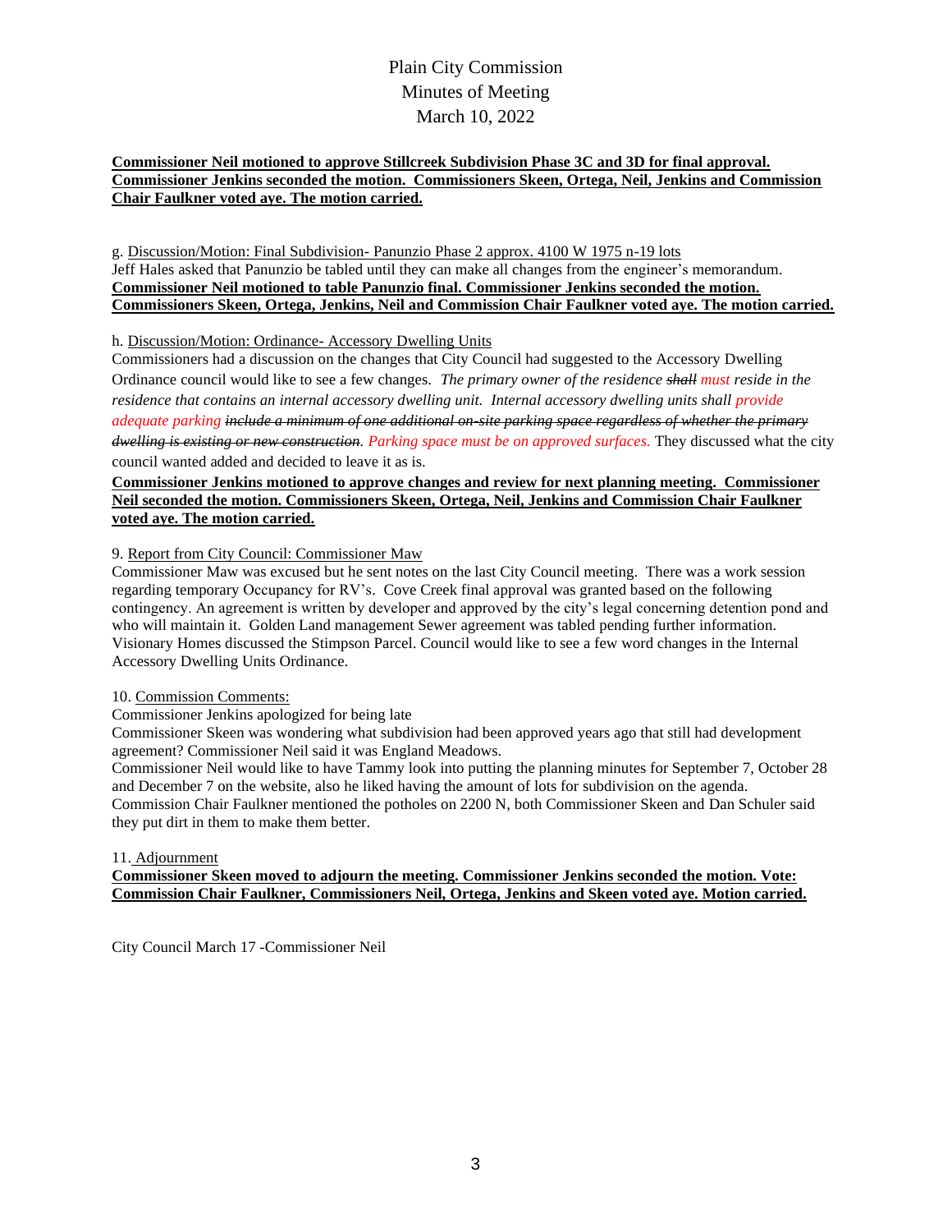# Plain City Commission
## Minutes of Meeting
## March 10, 2022

**Commissioner Neil motioned to approve Stillcreek Subdivision Phase 3C and 3D for final approval. Commissioner Jenkins seconded the motion. Commissioners Skeen, Ortega, Neil, Jenkins and Commission Chair Faulkner voted aye. The motion carried.**

g. Discussion/Motion: Final Subdivision- Panunzio Phase 2 approx. 4100 W 1975 n-19 lots

Jeff Hales asked that Panunzio be tabled until they can make all changes from the engineer's memorandum.

**Commissioner Neil motioned to table Panunzio final. Commissioner Jenkins seconded the motion. Commissioners Skeen, Ortega, Jenkins, Neil and Commission Chair Faulkner voted aye. The motion carried.**

h. Discussion/Motion: Ordinance- Accessory Dwelling Units

Commissioners had a discussion on the changes that City Council had suggested to the Accessory Dwelling Ordinance council would like to see a few changes. *The primary owner of the residence ~~shall~~ must reside in the residence that contains an internal accessory dwelling unit. Internal accessory dwelling units shall provide adequate parking ~~include a minimum of one additional on-site parking space regardless of whether the primary dwelling is existing or new construction~~. Parking space must be on approved surfaces.* They discussed what the city council wanted added and decided to leave it as is.

**Commissioner Jenkins motioned to approve changes and review for next planning meeting. Commissioner Neil seconded the motion. Commissioners Skeen, Ortega, Neil, Jenkins and Commission Chair Faulkner voted aye. The motion carried.**

9. Report from City Council: Commissioner Maw

Commissioner Maw was excused but he sent notes on the last City Council meeting. There was a work session regarding temporary Occupancy for RV's. Cove Creek final approval was granted based on the following contingency. An agreement is written by developer and approved by the city's legal concerning detention pond and who will maintain it. Golden Land management Sewer agreement was tabled pending further information. Visionary Homes discussed the Stimpson Parcel. Council would like to see a few word changes in the Internal Accessory Dwelling Units Ordinance.

10. Commission Comments:

Commissioner Jenkins apologized for being late

Commissioner Skeen was wondering what subdivision had been approved years ago that still had development agreement? Commissioner Neil said it was England Meadows.

Commissioner Neil would like to have Tammy look into putting the planning minutes for September 7, October 28 and December 7 on the website, also he liked having the amount of lots for subdivision on the agenda.

Commission Chair Faulkner mentioned the potholes on 2200 N, both Commissioner Skeen and Dan Schuler said they put dirt in them to make them better.

11. Adjournment

**Commissioner Skeen moved to adjourn the meeting. Commissioner Jenkins seconded the motion. Vote: Commission Chair Faulkner, Commissioners Neil, Ortega, Jenkins and Skeen voted aye. Motion carried.**

City Council March 17 -Commissioner Neil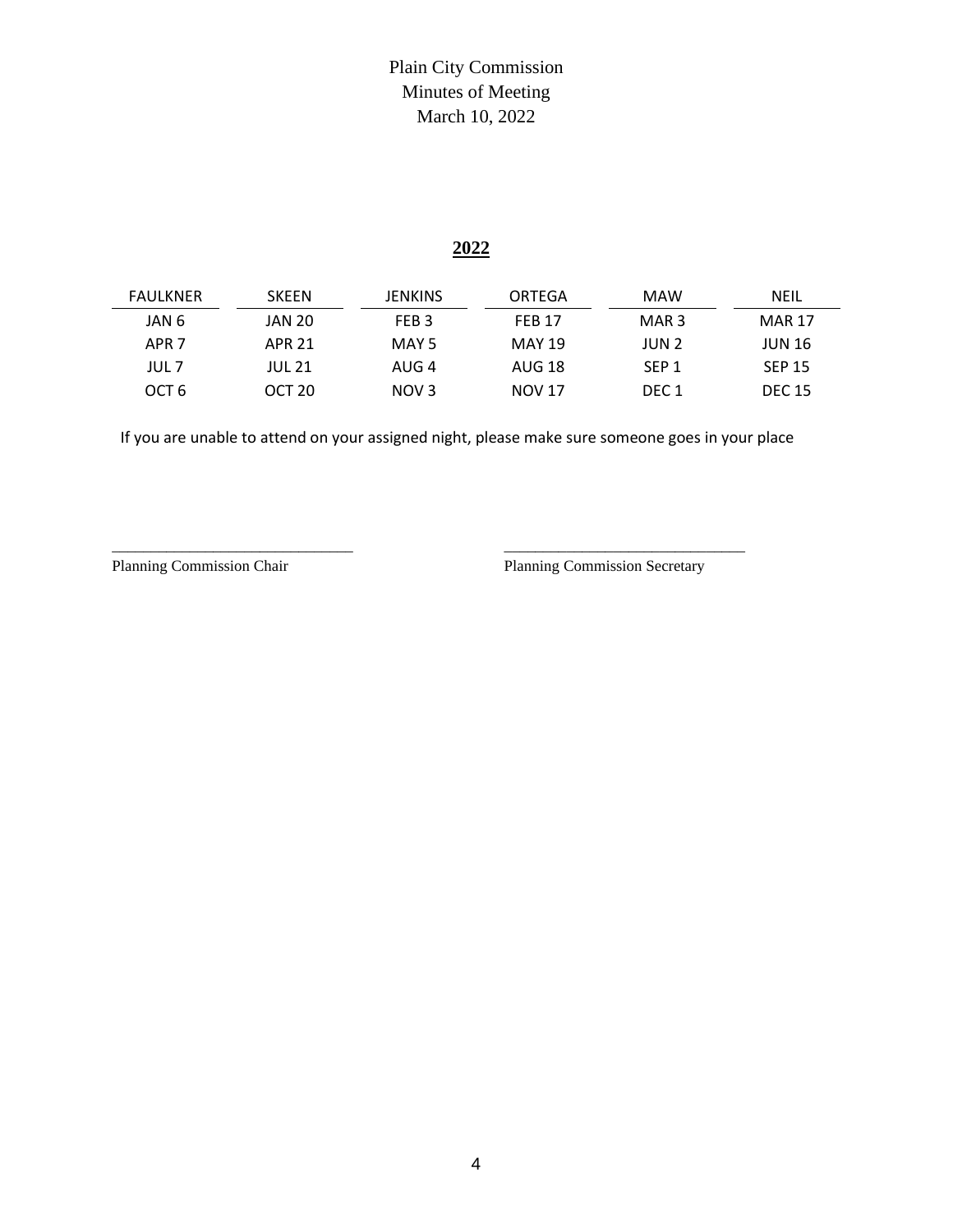Plain City Commission
Minutes of Meeting
March 10, 2022

**2022**

| FAULKNER | SKEEN | JENKINS | ORTEGA | MAW | NEIL |
|---|---|---|---|---|---|
| JAN 6 | JAN 20 | FEB 3 | FEB 17 | MAR 3 | MAR 17 |
| APR 7 | APR 21 | MAY 5 | MAY 19 | JUN 2 | JUN 16 |
| JUL 7 | JUL 21 | AUG 4 | AUG 18 | SEP 1 | SEP 15 |
| OCT 6 | OCT 20 | NOV 3 | NOV 17 | DEC 1 | DEC 15 |

If you are unable to attend on your assigned night, please make sure someone goes in your place

______________________________ ______________________________
Planning Commission Chair Planning Commission Secretary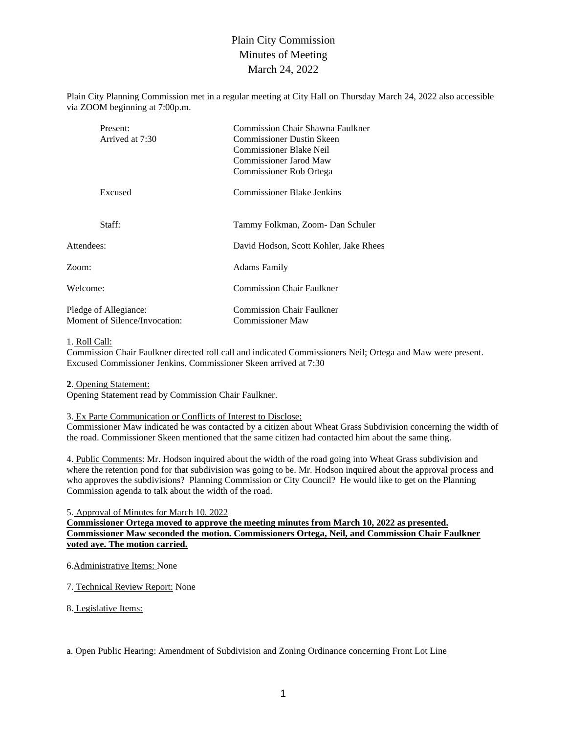# Plain City Commission
# Minutes of Meeting
# March 24, 2022

Plain City Planning Commission met in a regular meeting at City Hall on Thursday March 24, 2022 also accessible via ZOOM beginning at 7:00p.m.

| | |
|---|---|
| Present: | Commission Chair Shawna Faulkner |
| Arrived at 7:30 | Commissioner Dustin Skeen |
| | Commissioner Blake Neil |
| | Commissioner Jarod Maw |
| | Commissioner Rob Ortega |
| Excused | Commissioner Blake Jenkins |
| Staff: | Tammy Folkman, Zoom- Dan Schuler |
| Attendees: | David Hodson, Scott Kohler, Jake Rhees |
| Zoom: | Adams Family |
| Welcome: | Commission Chair Faulkner |
| Pledge of Allegiance: | Commission Chair Faulkner |
| Moment of Silence/Invocation: | Commissioner Maw |

1. Roll Call:
Commission Chair Faulkner directed roll call and indicated Commissioners Neil; Ortega and Maw were present. Excused Commissioner Jenkins. Commissioner Skeen arrived at 7:30

**2**. Opening Statement:
Opening Statement read by Commission Chair Faulkner.

3. Ex Parte Communication or Conflicts of Interest to Disclose:
Commissioner Maw indicated he was contacted by a citizen about Wheat Grass Subdivision concerning the width of the road. Commissioner Skeen mentioned that the same citizen had contacted him about the same thing.

4. Public Comments: Mr. Hodson inquired about the width of the road going into Wheat Grass subdivision and where the retention pond for that subdivision was going to be. Mr. Hodson inquired about the approval process and who approves the subdivisions? Planning Commission or City Council? He would like to get on the Planning Commission agenda to talk about the width of the road.

5. Approval of Minutes for March 10, 2022
**Commissioner Ortega moved to approve the meeting minutes from March 10, 2022 as presented. Commissioner Maw seconded the motion. Commissioners Ortega, Neil, and Commission Chair Faulkner voted aye. The motion carried.**

6. Administrative Items: None

7. Technical Review Report: None

8. Legislative Items:

a. Open Public Hearing: Amendment of Subdivision and Zoning Ordinance concerning Front Lot Line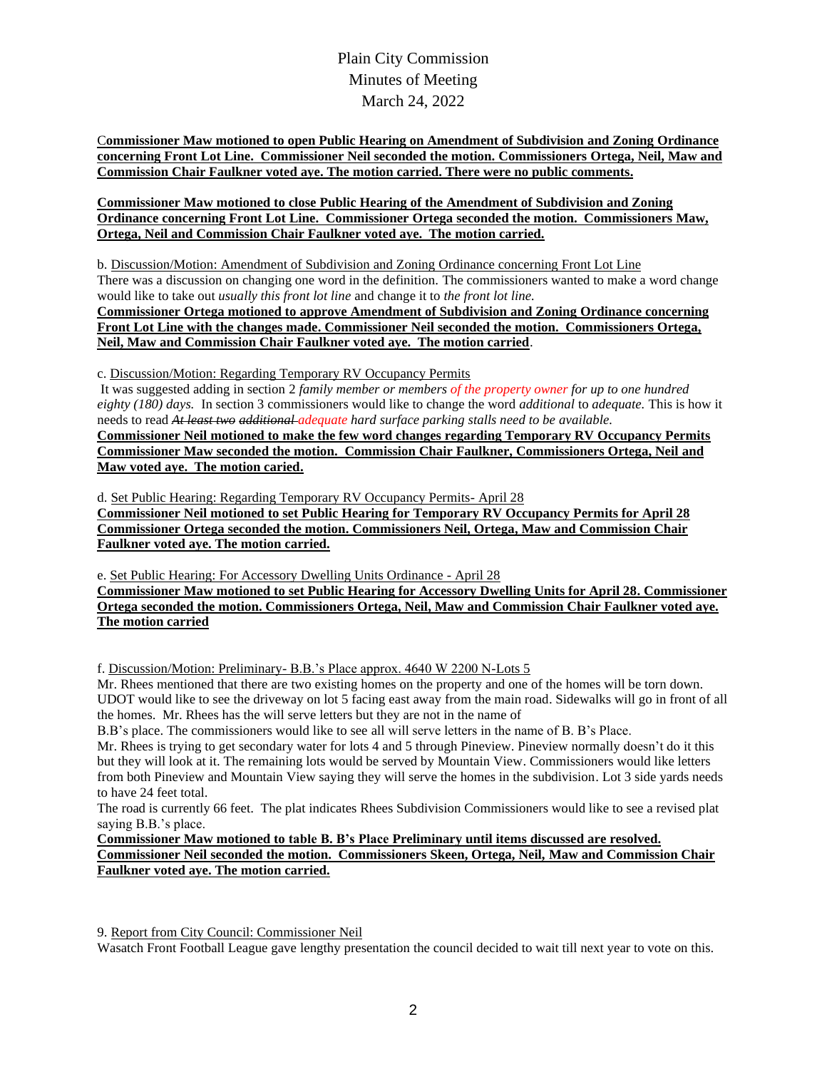**Commissioner Maw motioned to open Public Hearing on Amendment of Subdivision and Zoning Ordinance concerning Front Lot Line. Commissioner Neil seconded the motion. Commissioners Ortega, Neil, Maw and Commission Chair Faulkner voted aye. The motion carried. There were no public comments.**

**Commissioner Maw motioned to close Public Hearing of the Amendment of Subdivision and Zoning Ordinance concerning Front Lot Line. Commissioner Ortega seconded the motion. Commissioners Maw, Ortega, Neil and Commission Chair Faulkner voted aye. The motion carried.**

b. Discussion/Motion: Amendment of Subdivision and Zoning Ordinance concerning Front Lot Line
There was a discussion on changing one word in the definition. The commissioners wanted to make a word change would like to take out *usually this front lot line* and change it to *the front lot line.*
**Commissioner Ortega motioned to approve Amendment of Subdivision and Zoning Ordinance concerning Front Lot Line with the changes made. Commissioner Neil seconded the motion. Commissioners Ortega, Neil, Maw and Commission Chair Faulkner voted aye. The motion carried**.

c. Discussion/Motion: Regarding Temporary RV Occupancy Permits
It was suggested adding in section 2 *family member or members of the property owner for up to one hundred eighty (180) days.* In section 3 commissioners would like to change the word *additional* to *adequate.* This is how it needs to read *~~At least two~~ ~~additional~~ adequate hard surface parking stalls need to be available.*
**Commissioner Neil motioned to make the few word changes regarding Temporary RV Occupancy Permits Commissioner Maw seconded the motion. Commission Chair Faulkner, Commissioners Ortega, Neil and Maw voted aye. The motion caried.**

d. Set Public Hearing: Regarding Temporary RV Occupancy Permits- April 28
**Commissioner Neil motioned to set Public Hearing for Temporary RV Occupancy Permits for April 28 Commissioner Ortega seconded the motion. Commissioners Neil, Ortega, Maw and Commission Chair Faulkner voted aye. The motion carried.**

e. Set Public Hearing: For Accessory Dwelling Units Ordinance - April 28
**Commissioner Maw motioned to set Public Hearing for Accessory Dwelling Units for April 28. Commissioner Ortega seconded the motion. Commissioners Ortega, Neil, Maw and Commission Chair Faulkner voted aye. The motion carried**

f. Discussion/Motion: Preliminary- B.B.'s Place approx. 4640 W 2200 N-Lots 5
Mr. Rhees mentioned that there are two existing homes on the property and one of the homes will be torn down. UDOT would like to see the driveway on lot 5 facing east away from the main road. Sidewalks will go in front of all the homes. Mr. Rhees has the will serve letters but they are not in the name of
B.B's place. The commissioners would like to see all will serve letters in the name of B. B's Place.
Mr. Rhees is trying to get secondary water for lots 4 and 5 through Pineview. Pineview normally doesn't do it this but they will look at it. The remaining lots would be served by Mountain View. Commissioners would like letters from both Pineview and Mountain View saying they will serve the homes in the subdivision. Lot 3 side yards needs to have 24 feet total.
The road is currently 66 feet. The plat indicates Rhees Subdivision Commissioners would like to see a revised plat saying B.B.'s place.
**Commissioner Maw motioned to table B. B's Place Preliminary until items discussed are resolved. Commissioner Neil seconded the motion. Commissioners Skeen, Ortega, Neil, Maw and Commission Chair Faulkner voted aye. The motion carried.**

9. Report from City Council: Commissioner Neil
Wasatch Front Football League gave lengthy presentation the council decided to wait till next year to vote on this.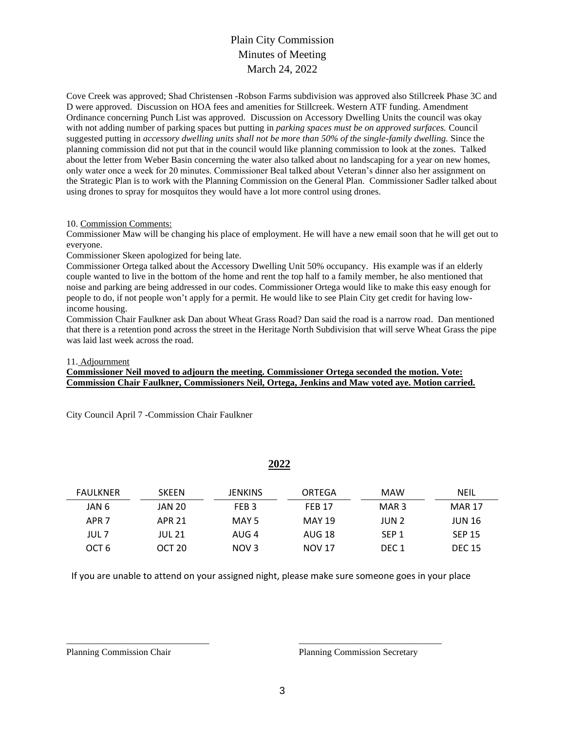Cove Creek was approved; Shad Christensen -Robson Farms subdivision was approved also Stillcreek Phase 3C and D were approved. Discussion on HOA fees and amenities for Stillcreek. Western ATF funding. Amendment Ordinance concerning Punch List was approved. Discussion on Accessory Dwelling Units the council was okay with not adding number of parking spaces but putting in *parking spaces must be on approved surfaces.* Council suggested putting in *accessory dwelling units shall not be more than 50% of the single-family dwelling.* Since the planning commission did not put that in the council would like planning commission to look at the zones. Talked about the letter from Weber Basin concerning the water also talked about no landscaping for a year on new homes, only water once a week for 20 minutes. Commissioner Beal talked about Veteran's dinner also her assignment on the Strategic Plan is to work with the Planning Commission on the General Plan. Commissioner Sadler talked about using drones to spray for mosquitos they would have a lot more control using drones.

10. Commission Comments:

Commissioner Maw will be changing his place of employment. He will have a new email soon that he will get out to everyone.

Commissioner Skeen apologized for being late.

Commissioner Ortega talked about the Accessory Dwelling Unit 50% occupancy. His example was if an elderly couple wanted to live in the bottom of the home and rent the top half to a family member, he also mentioned that noise and parking are being addressed in our codes. Commissioner Ortega would like to make this easy enough for people to do, if not people won't apply for a permit. He would like to see Plain City get credit for having low-income housing.

Commission Chair Faulkner ask Dan about Wheat Grass Road? Dan said the road is a narrow road. Dan mentioned that there is a retention pond across the street in the Heritage North Subdivision that will serve Wheat Grass the pipe was laid last week across the road.

11. Adjournment

**Commissioner Neil moved to adjourn the meeting. Commissioner Ortega seconded the motion. Vote: Commission Chair Faulkner, Commissioners Neil, Ortega, Jenkins and Maw voted aye. Motion carried.**

City Council April 7 -Commission Chair Faulkner

**2022**

| FAULKNER | SKEEN | JENKINS | ORTEGA | MAW | NEIL |
|---|---|---|---|---|---|
| JAN 6 | JAN 20 | FEB 3 | FEB 17 | MAR 3 | MAR 17 |
| APR 7 | APR 21 | MAY 5 | MAY 19 | JUN 2 | JUN 16 |
| JUL 7 | JUL 21 | AUG 4 | AUG 18 | SEP 1 | SEP 15 |
| OCT 6 | OCT 20 | NOV 3 | NOV 17 | DEC 1 | DEC 15 |

If you are unable to attend on your assigned night, please make sure someone goes in your place

______________________________ ______________________________

Planning Commission Chair Planning Commission Secretary